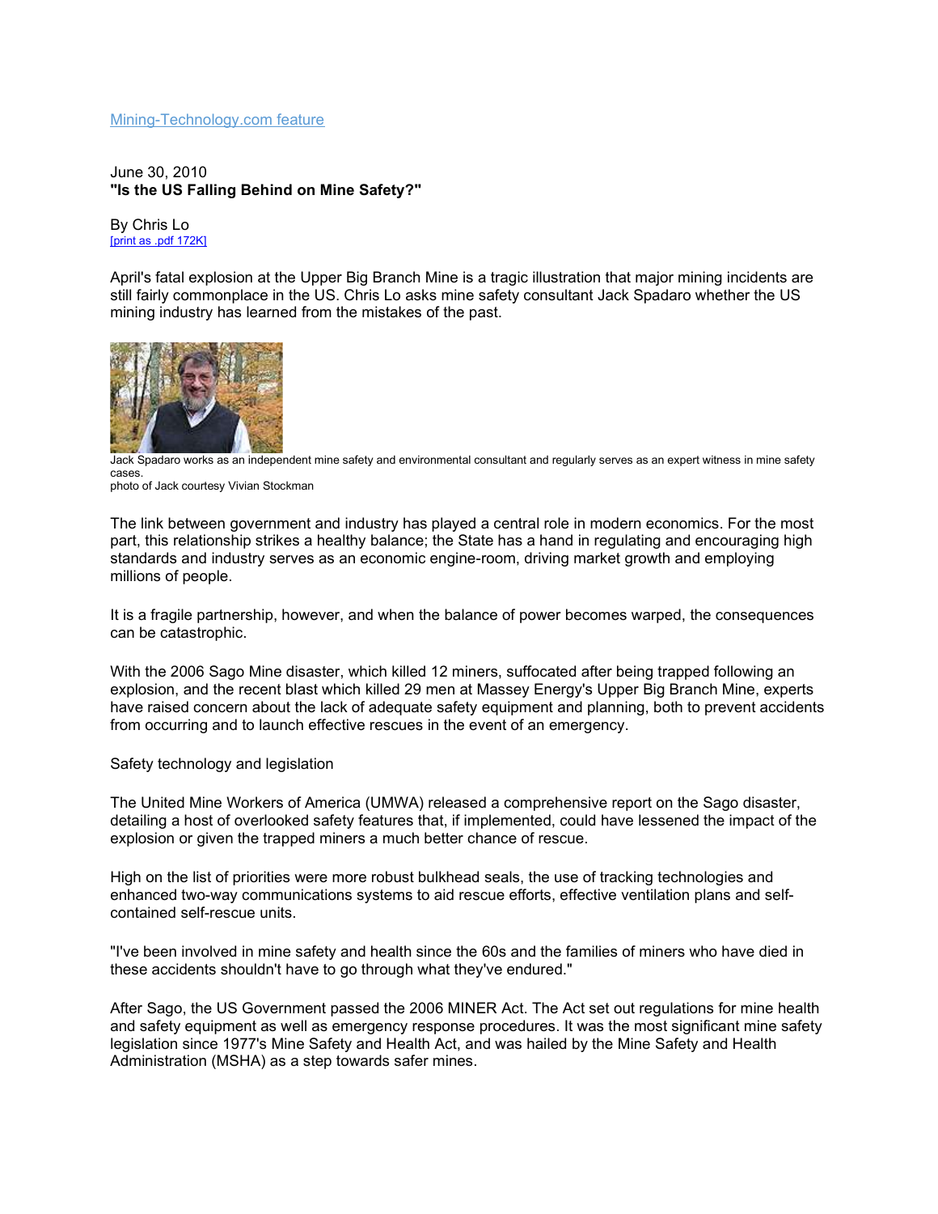Mining-Technology.com feature

June 30, 2010
**"Is the US Falling Behind on Mine Safety?"**

By Chris Lo
[print as .pdf 172K]

April's fatal explosion at the Upper Big Branch Mine is a tragic illustration that major mining incidents are still fairly commonplace in the US. Chris Lo asks mine safety consultant Jack Spadaro whether the US mining industry has learned from the mistakes of the past.

Jack Spadaro works as an independent mine safety and environmental consultant and regularly serves as an expert witness in mine safety cases.
photo of Jack courtesy Vivian Stockman

The link between government and industry has played a central role in modern economics. For the most part, this relationship strikes a healthy balance; the State has a hand in regulating and encouraging high standards and industry serves as an economic engine-room, driving market growth and employing millions of people.

It is a fragile partnership, however, and when the balance of power becomes warped, the consequences can be catastrophic.

With the 2006 Sago Mine disaster, which killed 12 miners, suffocated after being trapped following an explosion, and the recent blast which killed 29 men at Massey Energy's Upper Big Branch Mine, experts have raised concern about the lack of adequate safety equipment and planning, both to prevent accidents from occurring and to launch effective rescues in the event of an emergency.

Safety technology and legislation

The United Mine Workers of America (UMWA) released a comprehensive report on the Sago disaster, detailing a host of overlooked safety features that, if implemented, could have lessened the impact of the explosion or given the trapped miners a much better chance of rescue.

High on the list of priorities were more robust bulkhead seals, the use of tracking technologies and enhanced two-way communications systems to aid rescue efforts, effective ventilation plans and self-contained self-rescue units.

"I've been involved in mine safety and health since the 60s and the families of miners who have died in these accidents shouldn't have to go through what they've endured."

After Sago, the US Government passed the 2006 MINER Act. The Act set out regulations for mine health and safety equipment as well as emergency response procedures. It was the most significant mine safety legislation since 1977's Mine Safety and Health Act, and was hailed by the Mine Safety and Health Administration (MSHA) as a step towards safer mines.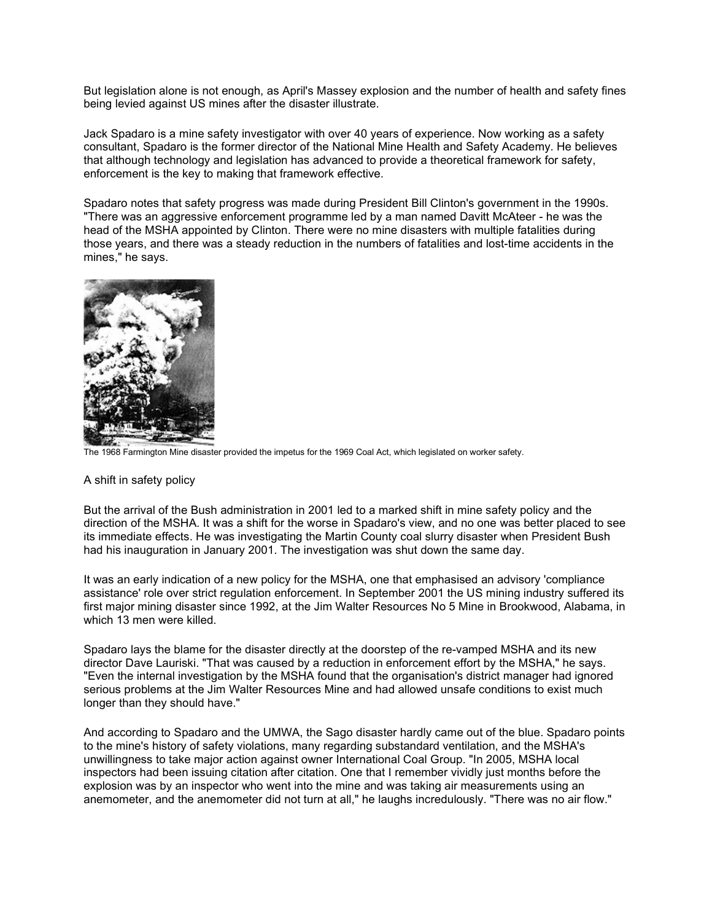But legislation alone is not enough, as April's Massey explosion and the number of health and safety fines being levied against US mines after the disaster illustrate.

Jack Spadaro is a mine safety investigator with over 40 years of experience. Now working as a safety consultant, Spadaro is the former director of the National Mine Health and Safety Academy. He believes that although technology and legislation has advanced to provide a theoretical framework for safety, enforcement is the key to making that framework effective.

Spadaro notes that safety progress was made during President Bill Clinton's government in the 1990s. "There was an aggressive enforcement programme led by a man named Davitt McAteer - he was the head of the MSHA appointed by Clinton. There were no mine disasters with multiple fatalities during those years, and there was a steady reduction in the numbers of fatalities and lost-time accidents in the mines," he says.

The 1968 Farmington Mine disaster provided the impetus for the 1969 Coal Act, which legislated on worker safety.

## A shift in safety policy

But the arrival of the Bush administration in 2001 led to a marked shift in mine safety policy and the direction of the MSHA. It was a shift for the worse in Spadaro's view, and no one was better placed to see its immediate effects. He was investigating the Martin County coal slurry disaster when President Bush had his inauguration in January 2001. The investigation was shut down the same day.

It was an early indication of a new policy for the MSHA, one that emphasised an advisory 'compliance assistance' role over strict regulation enforcement. In September 2001 the US mining industry suffered its first major mining disaster since 1992, at the Jim Walter Resources No 5 Mine in Brookwood, Alabama, in which 13 men were killed.

Spadaro lays the blame for the disaster directly at the doorstep of the re-vamped MSHA and its new director Dave Lauriski. "That was caused by a reduction in enforcement effort by the MSHA," he says. "Even the internal investigation by the MSHA found that the organisation's district manager had ignored serious problems at the Jim Walter Resources Mine and had allowed unsafe conditions to exist much longer than they should have."

And according to Spadaro and the UMWA, the Sago disaster hardly came out of the blue. Spadaro points to the mine's history of safety violations, many regarding substandard ventilation, and the MSHA's unwillingness to take major action against owner International Coal Group. "In 2005, MSHA local inspectors had been issuing citation after citation. One that I remember vividly just months before the explosion was by an inspector who went into the mine and was taking air measurements using an anemometer, and the anemometer did not turn at all," he laughs incredulously. "There was no air flow."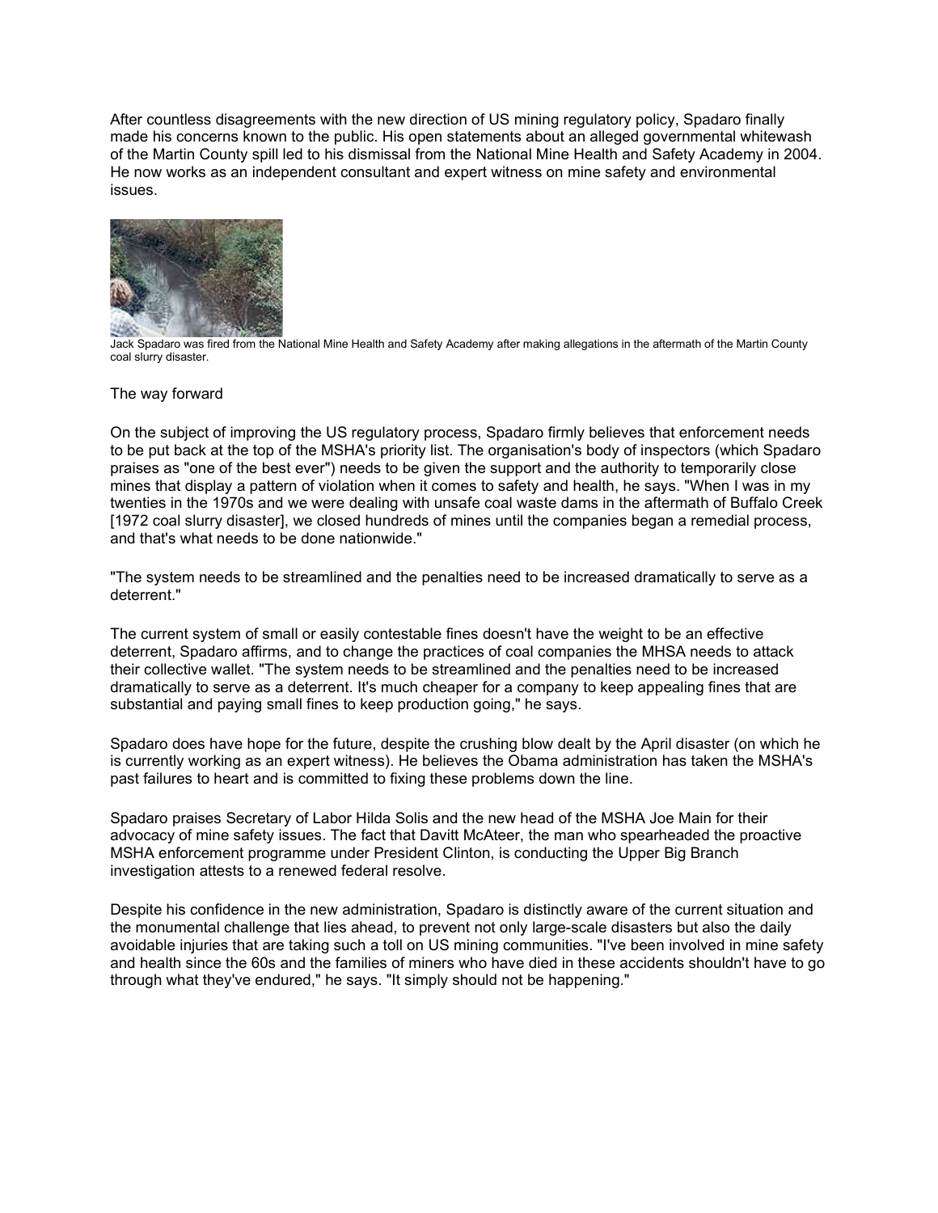After countless disagreements with the new direction of US mining regulatory policy, Spadaro finally made his concerns known to the public. His open statements about an alleged governmental whitewash of the Martin County spill led to his dismissal from the National Mine Health and Safety Academy in 2004. He now works as an independent consultant and expert witness on mine safety and environmental issues.

Jack Spadaro was fired from the National Mine Health and Safety Academy after making allegations in the aftermath of the Martin County coal slurry disaster.

## The way forward

On the subject of improving the US regulatory process, Spadaro firmly believes that enforcement needs to be put back at the top of the MSHA's priority list. The organisation's body of inspectors (which Spadaro praises as "one of the best ever") needs to be given the support and the authority to temporarily close mines that display a pattern of violation when it comes to safety and health, he says. "When I was in my twenties in the 1970s and we were dealing with unsafe coal waste dams in the aftermath of Buffalo Creek [1972 coal slurry disaster], we closed hundreds of mines until the companies began a remedial process, and that's what needs to be done nationwide."

"The system needs to be streamlined and the penalties need to be increased dramatically to serve as a deterrent."

The current system of small or easily contestable fines doesn't have the weight to be an effective deterrent, Spadaro affirms, and to change the practices of coal companies the MHSA needs to attack their collective wallet. "The system needs to be streamlined and the penalties need to be increased dramatically to serve as a deterrent. It's much cheaper for a company to keep appealing fines that are substantial and paying small fines to keep production going," he says.

Spadaro does have hope for the future, despite the crushing blow dealt by the April disaster (on which he is currently working as an expert witness). He believes the Obama administration has taken the MSHA's past failures to heart and is committed to fixing these problems down the line.

Spadaro praises Secretary of Labor Hilda Solis and the new head of the MSHA Joe Main for their advocacy of mine safety issues. The fact that Davitt McAteer, the man who spearheaded the proactive MSHA enforcement programme under President Clinton, is conducting the Upper Big Branch investigation attests to a renewed federal resolve.

Despite his confidence in the new administration, Spadaro is distinctly aware of the current situation and the monumental challenge that lies ahead, to prevent not only large-scale disasters but also the daily avoidable injuries that are taking such a toll on US mining communities. "I've been involved in mine safety and health since the 60s and the families of miners who have died in these accidents shouldn't have to go through what they've endured," he says. "It simply should not be happening."